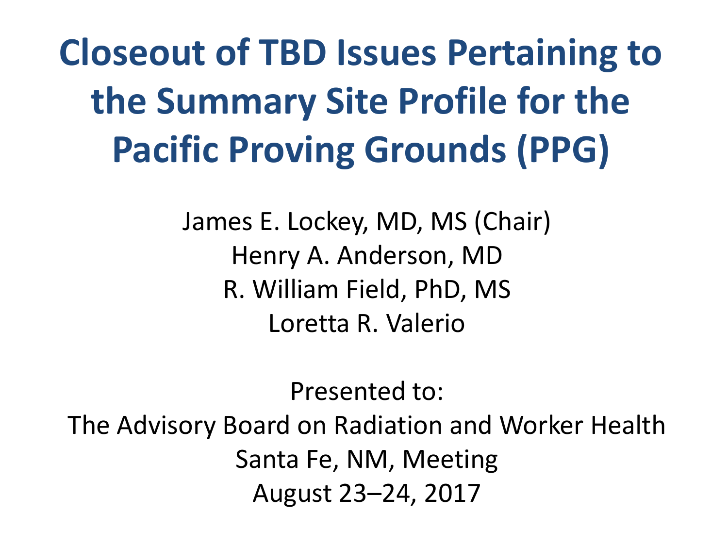# Closeout of TBD Issues Pertaining to the Summary Site Profile for the Pacific Proving Grounds (PPG)

James E. Lockey, MD, MS (Chair)
Henry A. Anderson, MD
R. William Field, PhD, MS
Loretta R. Valerio

Presented to:
The Advisory Board on Radiation and Worker Health
Santa Fe, NM, Meeting
August 23–24, 2017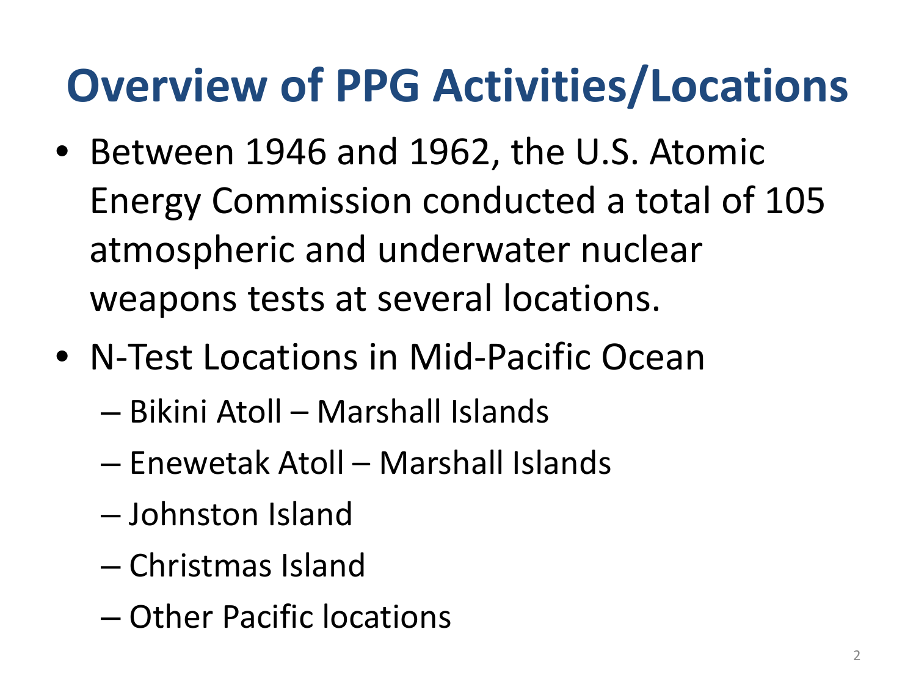# Overview of PPG Activities/Locations

- Between 1946 and 1962, the U.S. Atomic Energy Commission conducted a total of 105 atmospheric and underwater nuclear weapons tests at several locations.
- N-Test Locations in Mid-Pacific Ocean
  - Bikini Atoll – Marshall Islands
  - Enewetak Atoll – Marshall Islands
  - Johnston Island
  - Christmas Island
  - Other Pacific locations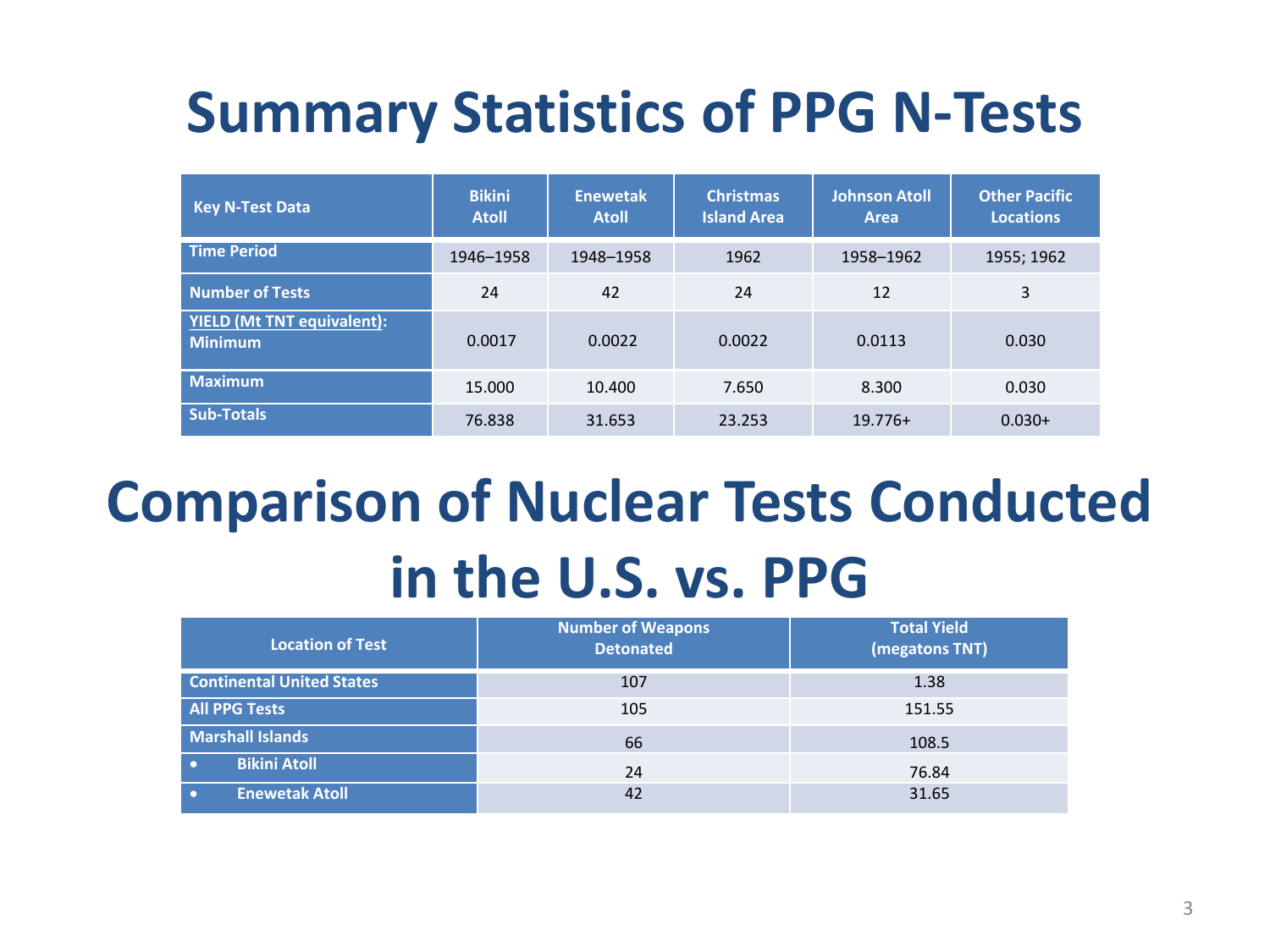# Summary Statistics of PPG N-Tests

| Key N-Test Data | Bikini Atoll | Enewetak Atoll | Christmas Island Area | Johnson Atoll Area | Other Pacific Locations |
|---|---|---|---|---|---|
| **Time Period** | 1946–1958 | 1948–1958 | 1962 | 1958–1962 | 1955; 1962 |
| **Number of Tests** | 24 | 42 | 24 | 12 | 3 |
| **YIELD (Mt TNT equivalent): Minimum** | 0.0017 | 0.0022 | 0.0022 | 0.0113 | 0.030 |
| **Maximum** | 15.000 | 10.400 | 7.650 | 8.300 | 0.030 |
| **Sub-Totals** | 76.838 | 31.653 | 23.253 | 19.776+ | 0.030+ |

# Comparison of Nuclear Tests Conducted in the U.S. vs. PPG

| Location of Test | Number of Weapons Detonated | Total Yield (megatons TNT) |
|---|---|---|
| **Continental United States** | 107 | 1.38 |
| **All PPG Tests** | 105 | 151.55 |
| **Marshall Islands** | 66 | 108.5 |
| • **Bikini Atoll** | 24 | 76.84 |
| • **Enewetak Atoll** | 42 | 31.65 |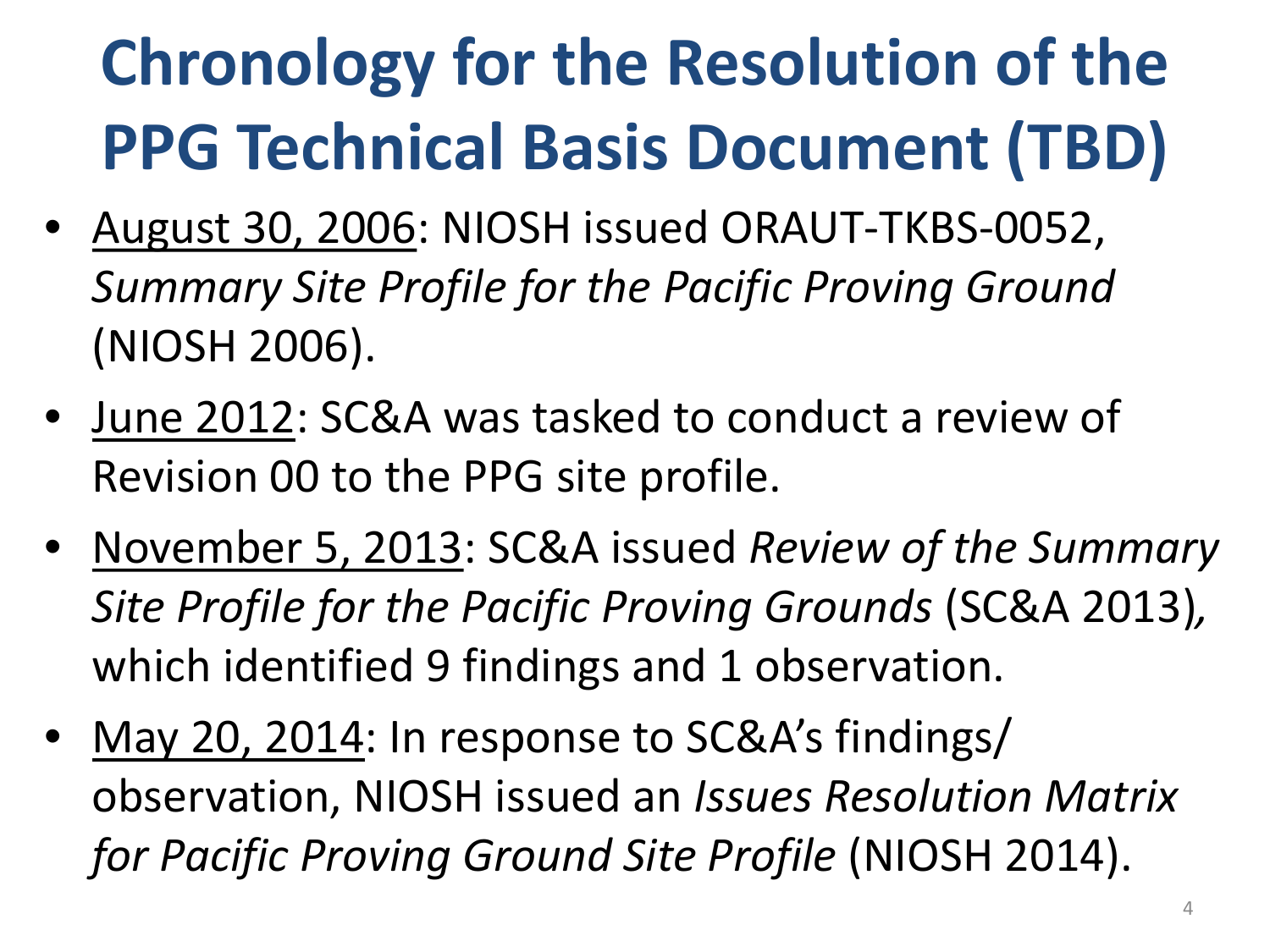# Chronology for the Resolution of the PPG Technical Basis Document (TBD)

- August 30, 2006: NIOSH issued ORAUT-TKBS-0052, *Summary Site Profile for the Pacific Proving Ground* (NIOSH 2006).
- June 2012: SC&A was tasked to conduct a review of Revision 00 to the PPG site profile.
- November 5, 2013: SC&A issued *Review of the Summary Site Profile for the Pacific Proving Grounds* (SC&A 2013)*,* which identified 9 findings and 1 observation.
- May 20, 2014: In response to SC&A's findings/ observation, NIOSH issued an *Issues Resolution Matrix for Pacific Proving Ground Site Profile* (NIOSH 2014).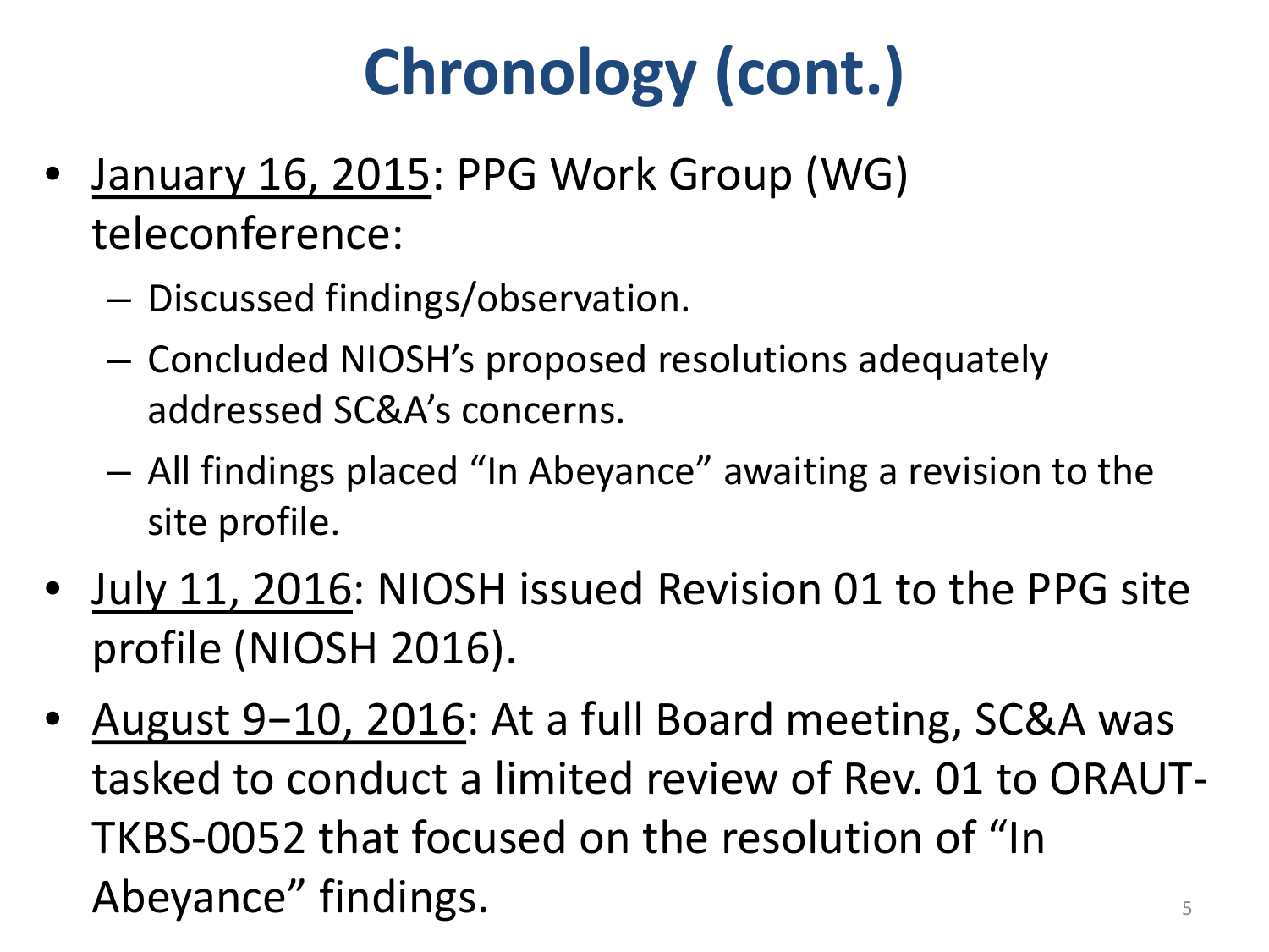# Chronology (cont.)

- <u>January 16, 2015</u>: PPG Work Group (WG) teleconference:
  - Discussed findings/observation.
  - Concluded NIOSH's proposed resolutions adequately addressed SC&A's concerns.
  - All findings placed "In Abeyance" awaiting a revision to the site profile.
- <u>July 11, 2016</u>: NIOSH issued Revision 01 to the PPG site profile (NIOSH 2016).
- <u>August 9−10, 2016</u>: At a full Board meeting, SC&A was tasked to conduct a limited review of Rev. 01 to ORAUT-TKBS-0052 that focused on the resolution of "In Abeyance" findings.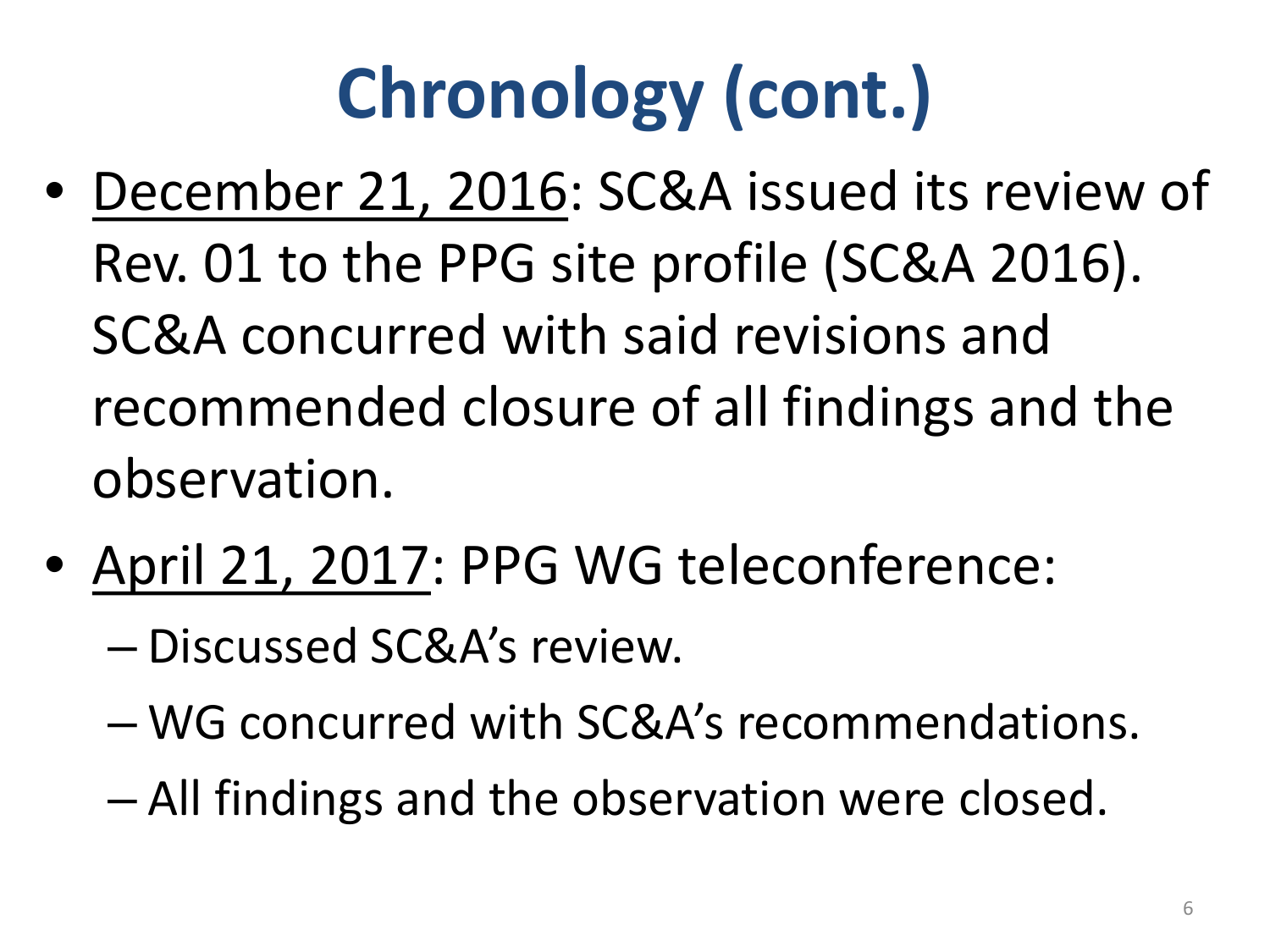# Chronology (cont.)

- <u>December 21, 2016</u>: SC&A issued its review of Rev. 01 to the PPG site profile (SC&A 2016). SC&A concurred with said revisions and recommended closure of all findings and the observation.
- <u>April 21, 2017</u>: PPG WG teleconference:
  - Discussed SC&A's review.
  - WG concurred with SC&A's recommendations.
  - All findings and the observation were closed.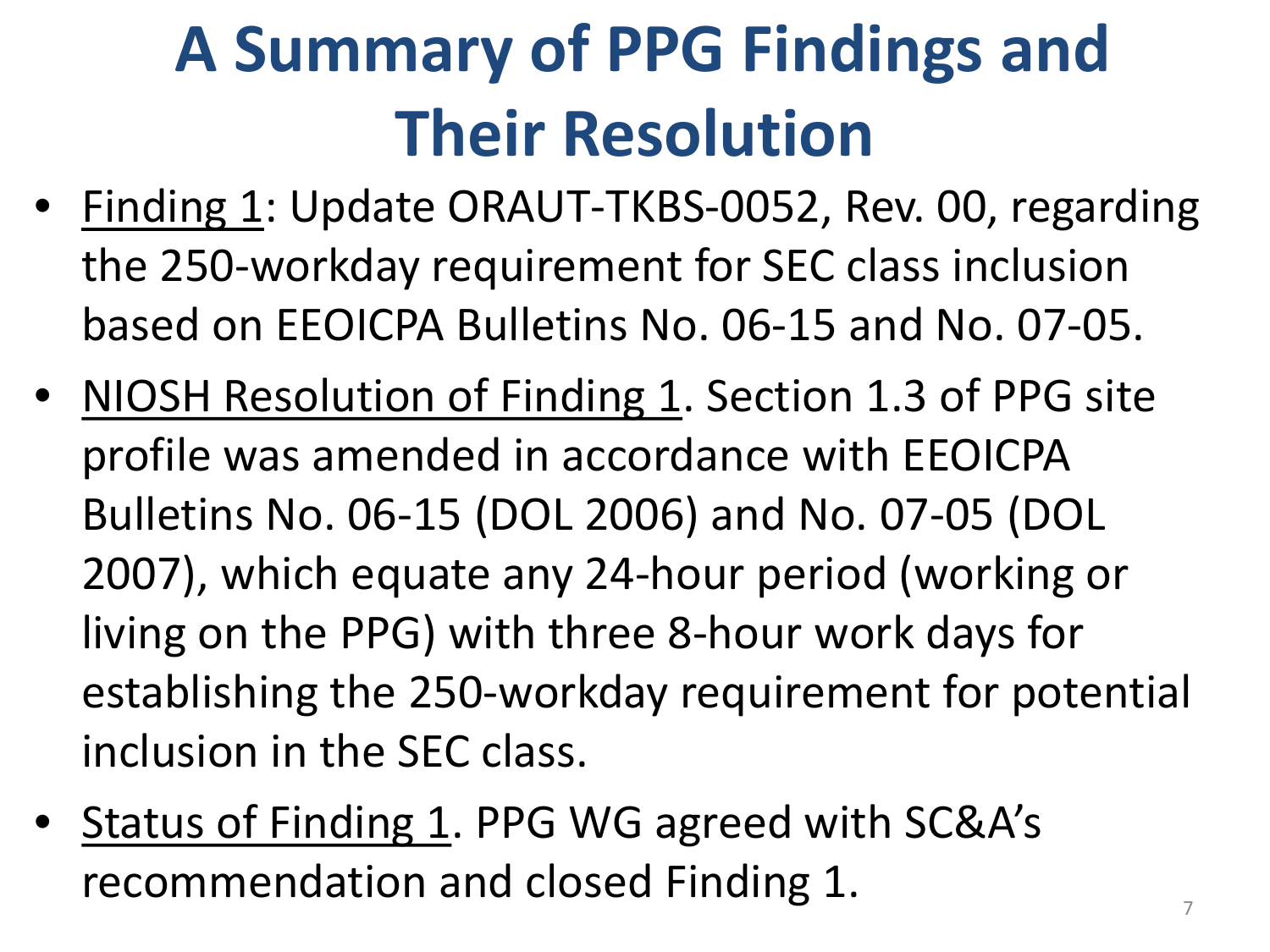# A Summary of PPG Findings and Their Resolution

- Finding 1: Update ORAUT-TKBS-0052, Rev. 00, regarding the 250-workday requirement for SEC class inclusion based on EEOICPA Bulletins No. 06-15 and No. 07-05.
- NIOSH Resolution of Finding 1. Section 1.3 of PPG site profile was amended in accordance with EEOICPA Bulletins No. 06-15 (DOL 2006) and No. 07-05 (DOL 2007), which equate any 24-hour period (working or living on the PPG) with three 8-hour work days for establishing the 250-workday requirement for potential inclusion in the SEC class.
- Status of Finding 1. PPG WG agreed with SC&A's recommendation and closed Finding 1.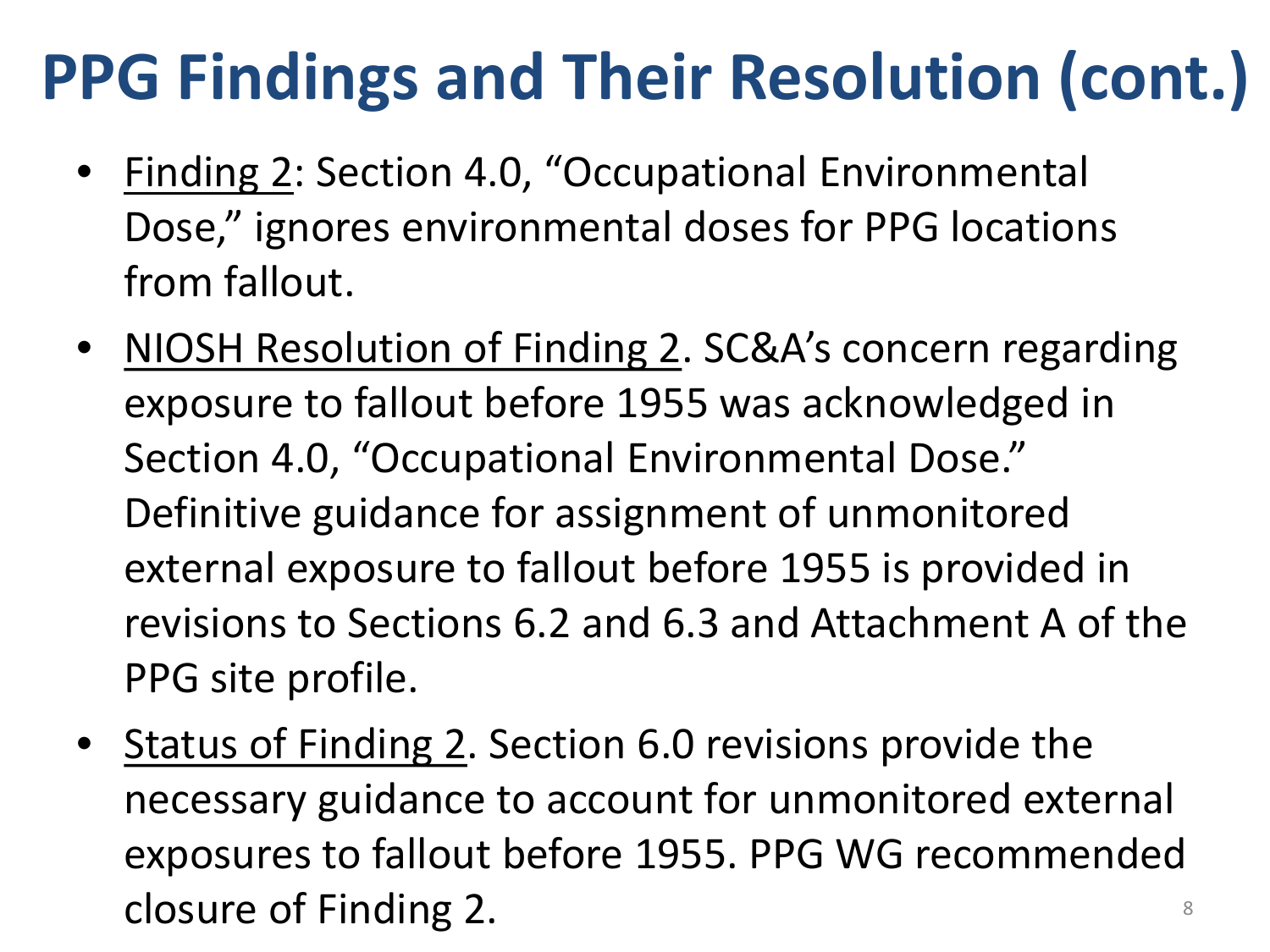# PPG Findings and Their Resolution (cont.)

- Finding 2: Section 4.0, "Occupational Environmental Dose," ignores environmental doses for PPG locations from fallout.
- NIOSH Resolution of Finding 2. SC&A's concern regarding exposure to fallout before 1955 was acknowledged in Section 4.0, "Occupational Environmental Dose." Definitive guidance for assignment of unmonitored external exposure to fallout before 1955 is provided in revisions to Sections 6.2 and 6.3 and Attachment A of the PPG site profile.
- Status of Finding 2. Section 6.0 revisions provide the necessary guidance to account for unmonitored external exposures to fallout before 1955. PPG WG recommended closure of Finding 2.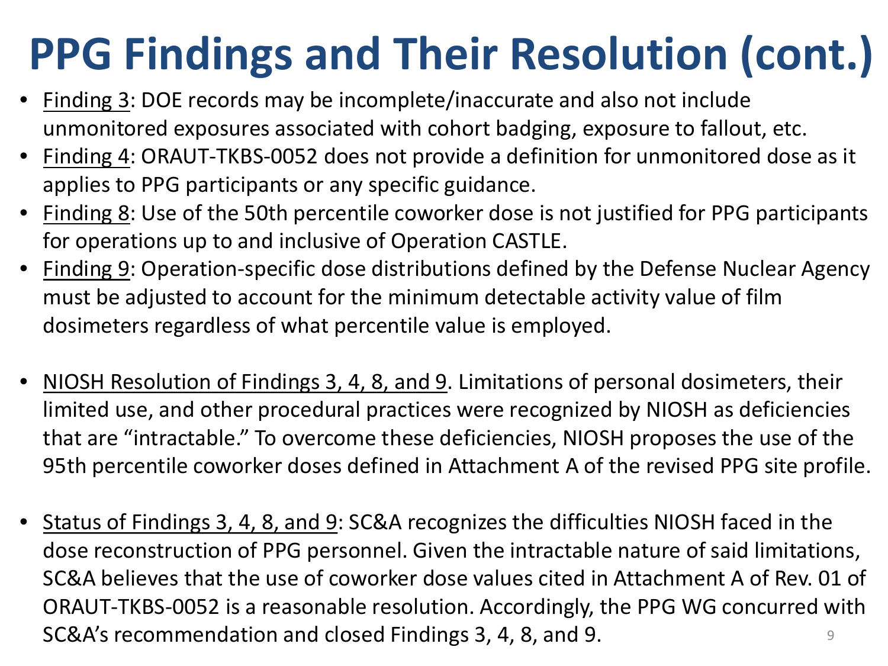# PPG Findings and Their Resolution (cont.)

- Finding 3: DOE records may be incomplete/inaccurate and also not include unmonitored exposures associated with cohort badging, exposure to fallout, etc.
- Finding 4: ORAUT-TKBS-0052 does not provide a definition for unmonitored dose as it applies to PPG participants or any specific guidance.
- Finding 8: Use of the 50th percentile coworker dose is not justified for PPG participants for operations up to and inclusive of Operation CASTLE.
- Finding 9: Operation-specific dose distributions defined by the Defense Nuclear Agency must be adjusted to account for the minimum detectable activity value of film dosimeters regardless of what percentile value is employed.

- NIOSH Resolution of Findings 3, 4, 8, and 9. Limitations of personal dosimeters, their limited use, and other procedural practices were recognized by NIOSH as deficiencies that are "intractable." To overcome these deficiencies, NIOSH proposes the use of the 95th percentile coworker doses defined in Attachment A of the revised PPG site profile.

- Status of Findings 3, 4, 8, and 9: SC&A recognizes the difficulties NIOSH faced in the dose reconstruction of PPG personnel. Given the intractable nature of said limitations, SC&A believes that the use of coworker dose values cited in Attachment A of Rev. 01 of ORAUT-TKBS-0052 is a reasonable resolution. Accordingly, the PPG WG concurred with SC&A's recommendation and closed Findings 3, 4, 8, and 9.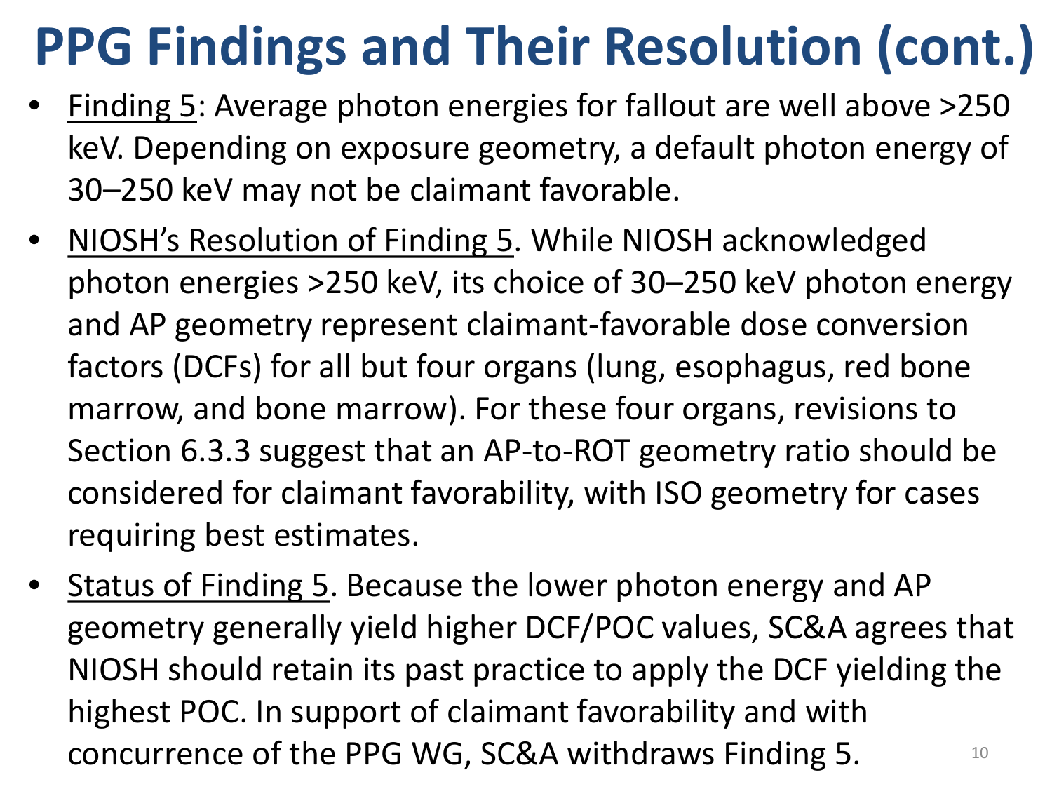# PPG Findings and Their Resolution (cont.)

- Finding 5: Average photon energies for fallout are well above >250 keV. Depending on exposure geometry, a default photon energy of 30–250 keV may not be claimant favorable.
- NIOSH's Resolution of Finding 5. While NIOSH acknowledged photon energies >250 keV, its choice of 30–250 keV photon energy and AP geometry represent claimant-favorable dose conversion factors (DCFs) for all but four organs (lung, esophagus, red bone marrow, and bone marrow). For these four organs, revisions to Section 6.3.3 suggest that an AP-to-ROT geometry ratio should be considered for claimant favorability, with ISO geometry for cases requiring best estimates.
- Status of Finding 5. Because the lower photon energy and AP geometry generally yield higher DCF/POC values, SC&A agrees that NIOSH should retain its past practice to apply the DCF yielding the highest POC. In support of claimant favorability and with concurrence of the PPG WG, SC&A withdraws Finding 5.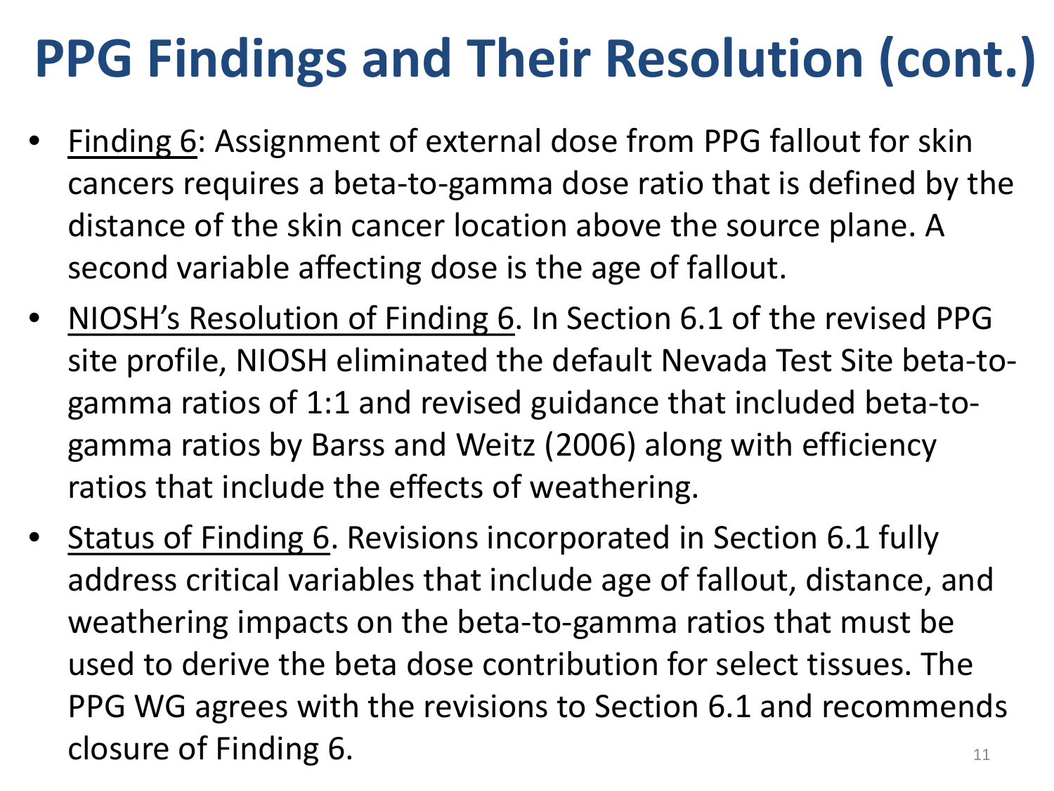# PPG Findings and Their Resolution (cont.)

- Finding 6: Assignment of external dose from PPG fallout for skin cancers requires a beta-to-gamma dose ratio that is defined by the distance of the skin cancer location above the source plane. A second variable affecting dose is the age of fallout.
- NIOSH's Resolution of Finding 6. In Section 6.1 of the revised PPG site profile, NIOSH eliminated the default Nevada Test Site beta-to-gamma ratios of 1:1 and revised guidance that included beta-to-gamma ratios by Barss and Weitz (2006) along with efficiency ratios that include the effects of weathering.
- Status of Finding 6. Revisions incorporated in Section 6.1 fully address critical variables that include age of fallout, distance, and weathering impacts on the beta-to-gamma ratios that must be used to derive the beta dose contribution for select tissues. The PPG WG agrees with the revisions to Section 6.1 and recommends closure of Finding 6.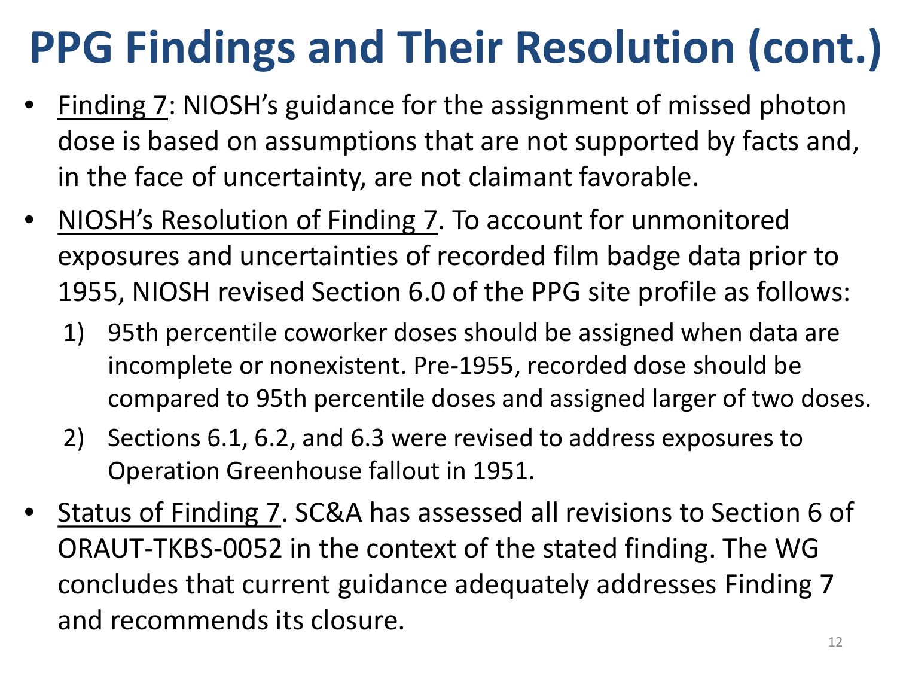# PPG Findings and Their Resolution (cont.)

- Finding 7: NIOSH's guidance for the assignment of missed photon dose is based on assumptions that are not supported by facts and, in the face of uncertainty, are not claimant favorable.
- NIOSH's Resolution of Finding 7. To account for unmonitored exposures and uncertainties of recorded film badge data prior to 1955, NIOSH revised Section 6.0 of the PPG site profile as follows:
  1) 95th percentile coworker doses should be assigned when data are incomplete or nonexistent. Pre-1955, recorded dose should be compared to 95th percentile doses and assigned larger of two doses.
  2) Sections 6.1, 6.2, and 6.3 were revised to address exposures to Operation Greenhouse fallout in 1951.
- Status of Finding 7. SC&A has assessed all revisions to Section 6 of ORAUT-TKBS-0052 in the context of the stated finding. The WG concludes that current guidance adequately addresses Finding 7 and recommends its closure.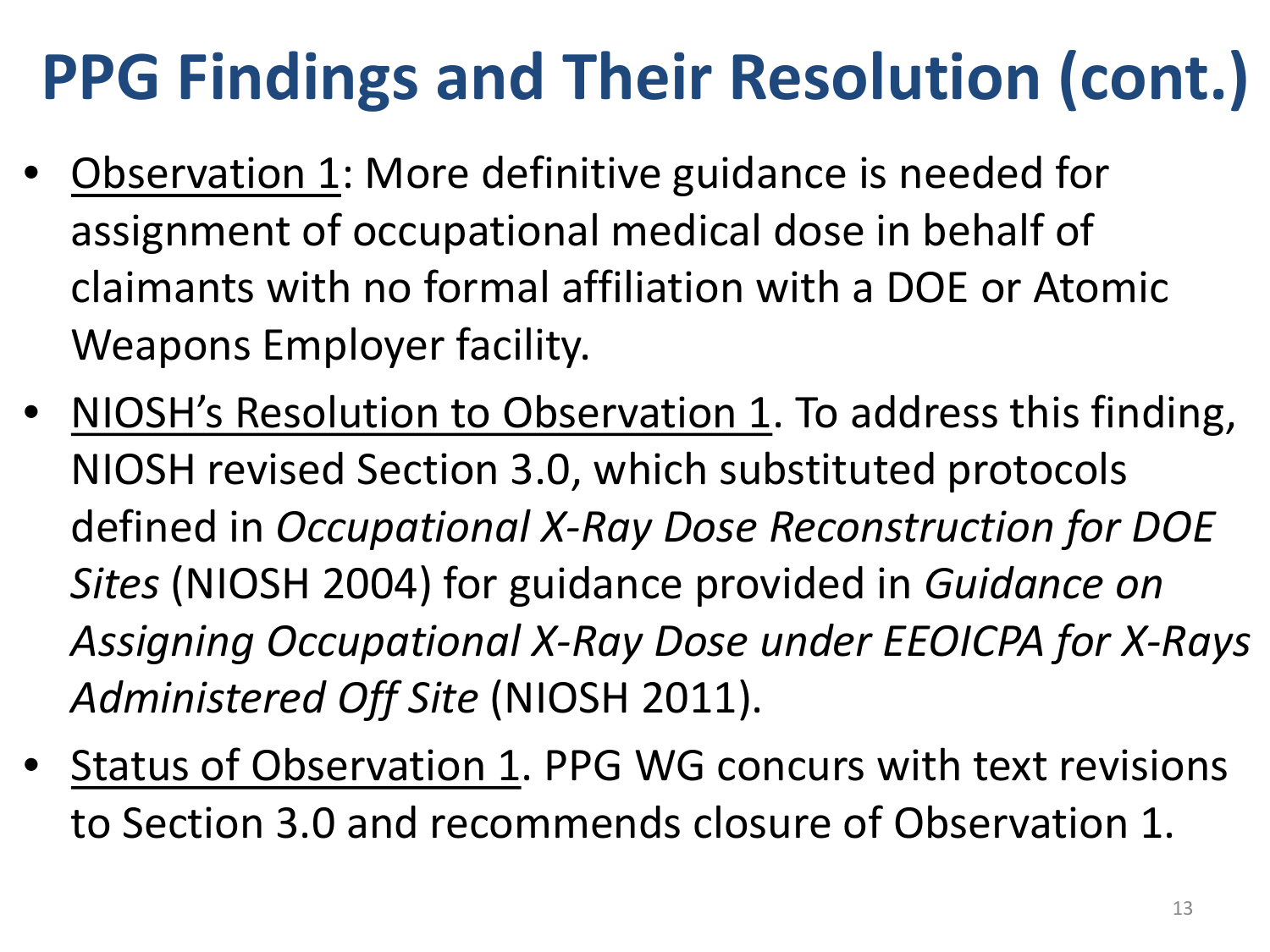# PPG Findings and Their Resolution (cont.)

- Observation 1: More definitive guidance is needed for assignment of occupational medical dose in behalf of claimants with no formal affiliation with a DOE or Atomic Weapons Employer facility.
- NIOSH's Resolution to Observation 1. To address this finding, NIOSH revised Section 3.0, which substituted protocols defined in *Occupational X-Ray Dose Reconstruction for DOE Sites* (NIOSH 2004) for guidance provided in *Guidance on Assigning Occupational X-Ray Dose under EEOICPA for X-Rays Administered Off Site* (NIOSH 2011).
- Status of Observation 1. PPG WG concurs with text revisions to Section 3.0 and recommends closure of Observation 1.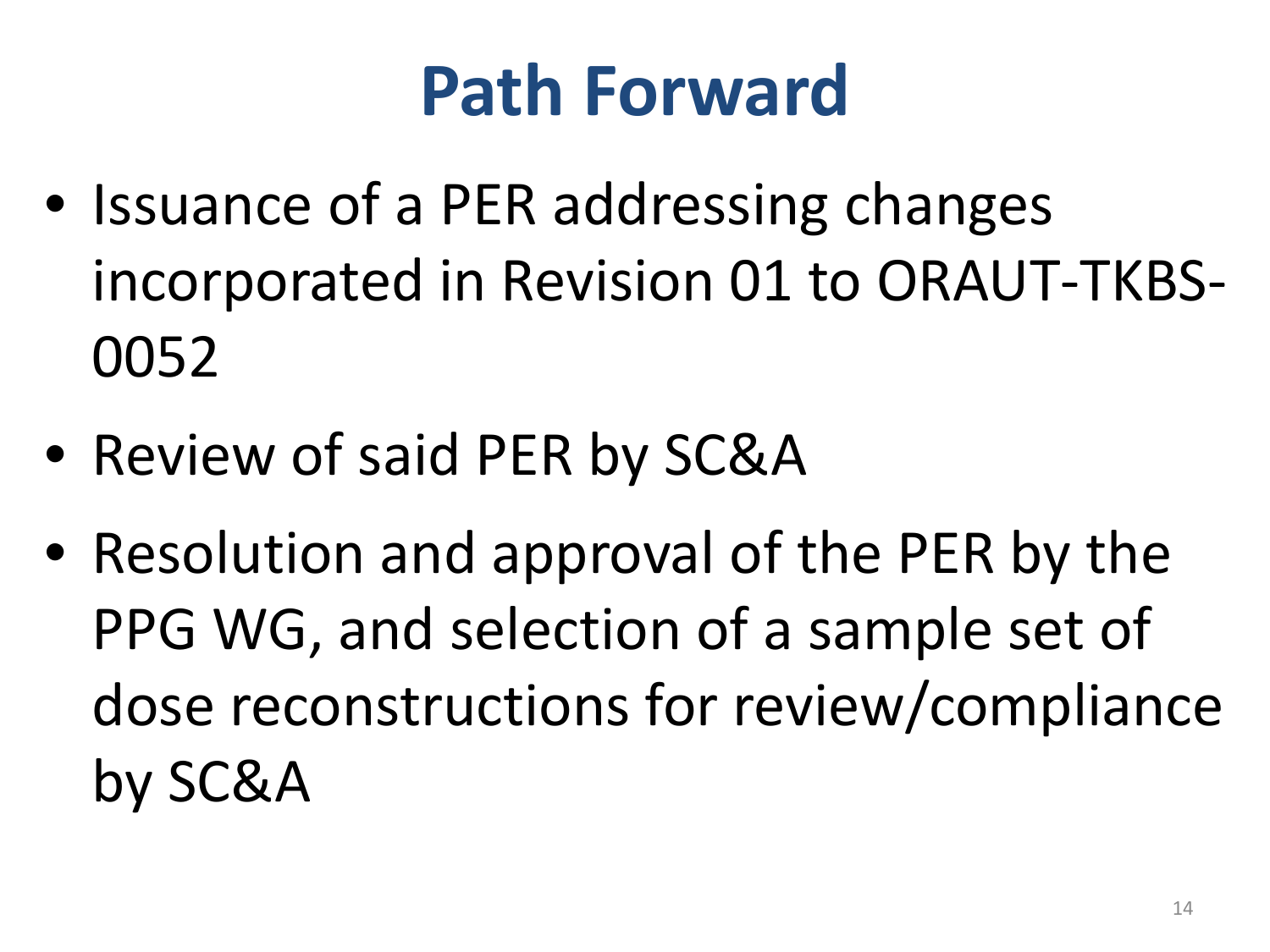# Path Forward

- Issuance of a PER addressing changes incorporated in Revision 01 to ORAUT-TKBS-0052
- Review of said PER by SC&A
- Resolution and approval of the PER by the PPG WG, and selection of a sample set of dose reconstructions for review/compliance by SC&A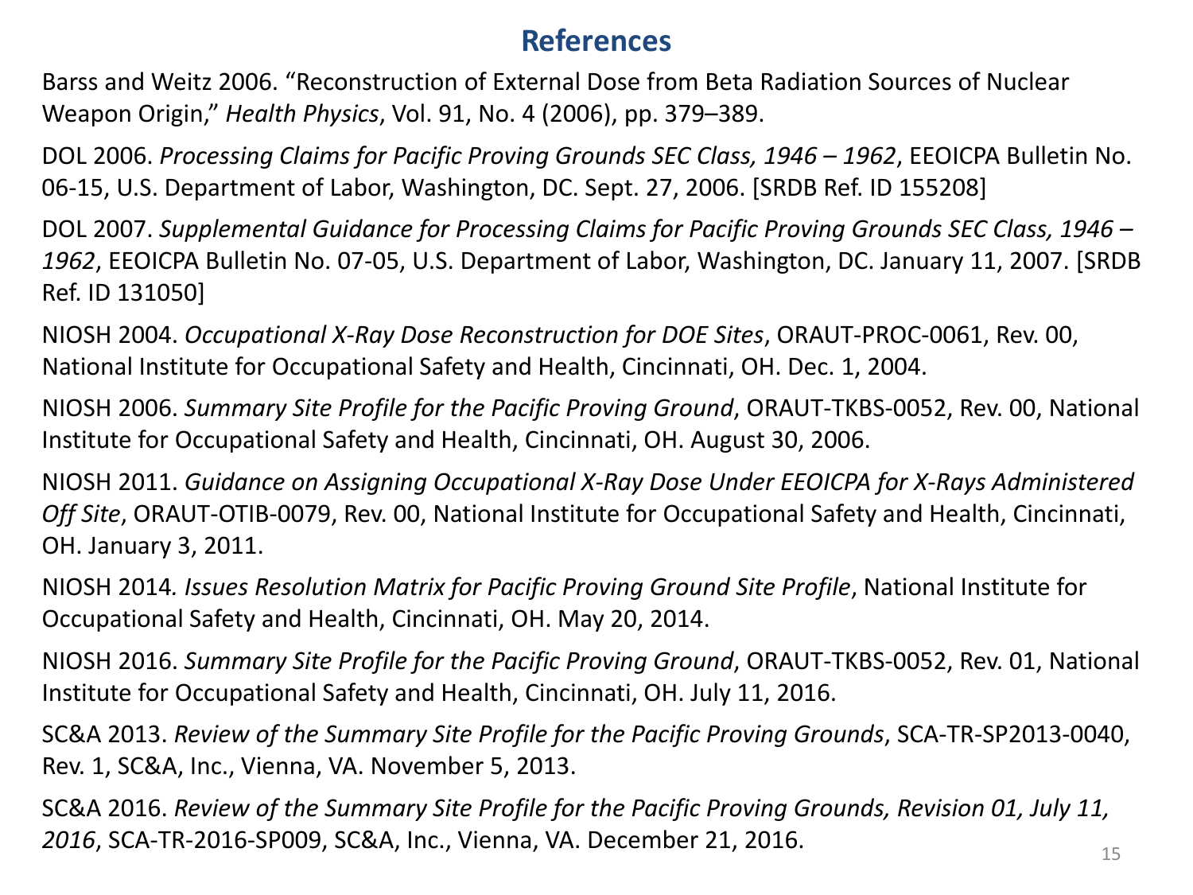# References

Barss and Weitz 2006. "Reconstruction of External Dose from Beta Radiation Sources of Nuclear Weapon Origin," *Health Physics*, Vol. 91, No. 4 (2006), pp. 379–389.

DOL 2006. *Processing Claims for Pacific Proving Grounds SEC Class, 1946 – 1962*, EEOICPA Bulletin No. 06-15, U.S. Department of Labor, Washington, DC. Sept. 27, 2006. [SRDB Ref. ID 155208]

DOL 2007. *Supplemental Guidance for Processing Claims for Pacific Proving Grounds SEC Class, 1946 – 1962*, EEOICPA Bulletin No. 07-05, U.S. Department of Labor, Washington, DC. January 11, 2007. [SRDB Ref. ID 131050]

NIOSH 2004. *Occupational X-Ray Dose Reconstruction for DOE Sites*, ORAUT-PROC-0061, Rev. 00, National Institute for Occupational Safety and Health, Cincinnati, OH. Dec. 1, 2004.

NIOSH 2006. *Summary Site Profile for the Pacific Proving Ground*, ORAUT-TKBS-0052, Rev. 00, National Institute for Occupational Safety and Health, Cincinnati, OH. August 30, 2006.

NIOSH 2011. *Guidance on Assigning Occupational X-Ray Dose Under EEOICPA for X-Rays Administered Off Site*, ORAUT-OTIB-0079, Rev. 00, National Institute for Occupational Safety and Health, Cincinnati, OH. January 3, 2011.

NIOSH 2014*. Issues Resolution Matrix for Pacific Proving Ground Site Profile*, National Institute for Occupational Safety and Health, Cincinnati, OH. May 20, 2014.

NIOSH 2016. *Summary Site Profile for the Pacific Proving Ground*, ORAUT-TKBS-0052, Rev. 01, National Institute for Occupational Safety and Health, Cincinnati, OH. July 11, 2016.

SC&A 2013. *Review of the Summary Site Profile for the Pacific Proving Grounds*, SCA-TR-SP2013-0040, Rev. 1, SC&A, Inc., Vienna, VA. November 5, 2013.

SC&A 2016. *Review of the Summary Site Profile for the Pacific Proving Grounds, Revision 01, July 11, 2016*, SCA-TR-2016-SP009, SC&A, Inc., Vienna, VA. December 21, 2016.